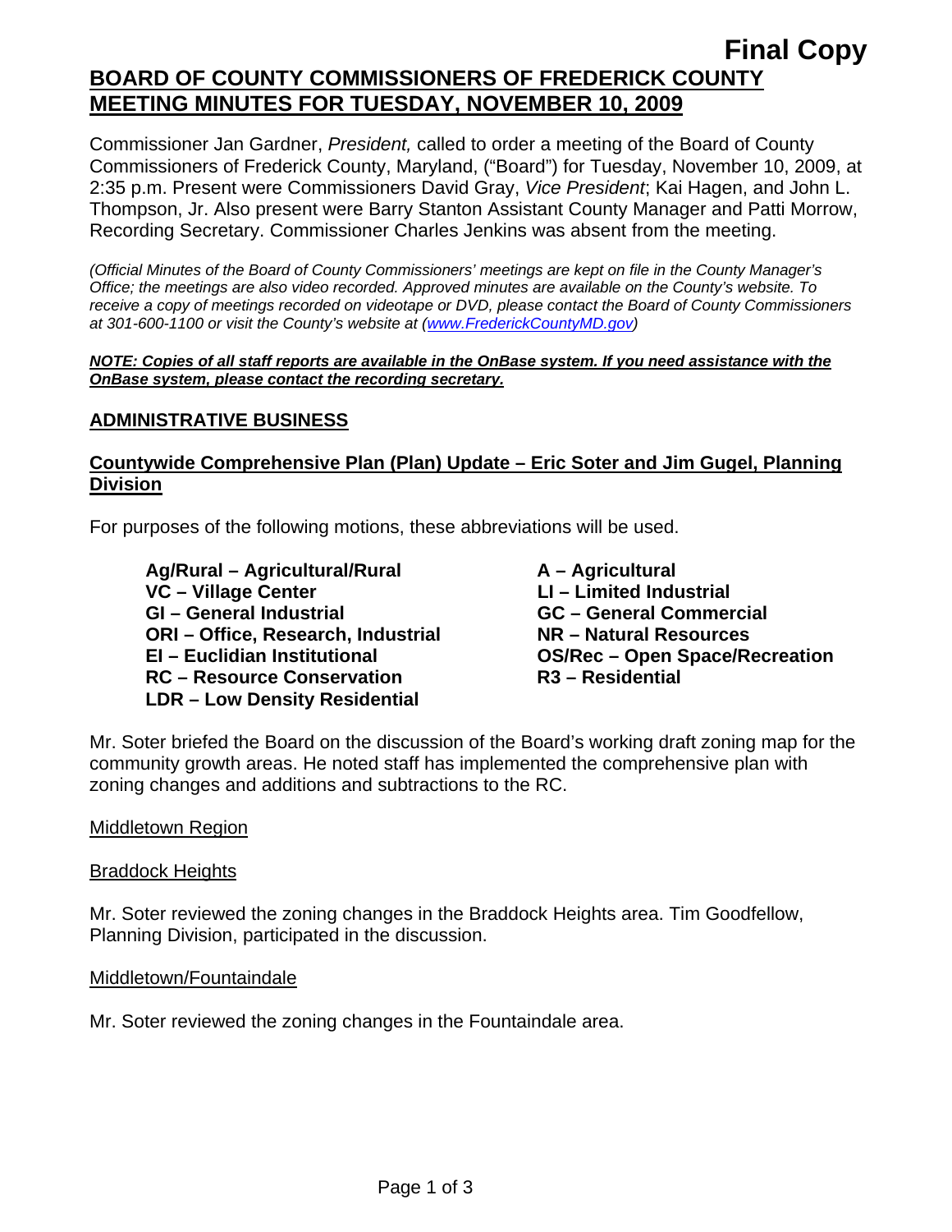**Final Copy**

# BOARD OF COUNTY COMMISSIONERS OF FREDERICK COUNTY MEETING MINUTES FOR TUESDAY, NOVEMBER 10, 2009

Commissioner Jan Gardner, *President,* called to order a meeting of the Board of County Commissioners of Frederick County, Maryland, ("Board") for Tuesday, November 10, 2009, at 2:35 p.m. Present were Commissioners David Gray, *Vice President*; Kai Hagen, and John L. Thompson, Jr. Also present were Barry Stanton Assistant County Manager and Patti Morrow, Recording Secretary. Commissioner Charles Jenkins was absent from the meeting.

*(Official Minutes of the Board of County Commissioners' meetings are kept on file in the County Manager's Office; the meetings are also video recorded. Approved minutes are available on the County's website. To receive a copy of meetings recorded on videotape or DVD, please contact the Board of County Commissioners at 301-600-1100 or visit the County's website at (www.FrederickCountyMD.gov)*

***NOTE: Copies of all staff reports are available in the OnBase system. If you need assistance with the OnBase system, please contact the recording secretary.***

## ADMINISTRATIVE BUSINESS

### Countywide Comprehensive Plan (Plan) Update – Eric Soter and Jim Gugel, Planning Division

For purposes of the following motions, these abbreviations will be used.

**Ag/Rural – Agricultural/Rural**
**VC – Village Center**
**GI – General Industrial**
**ORI – Office, Research, Industrial**
**EI – Euclidian Institutional**
**RC – Resource Conservation**
**LDR – Low Density Residential**
**A – Agricultural**
**LI – Limited Industrial**
**GC – General Commercial**
**NR – Natural Resources**
**OS/Rec – Open Space/Recreation**
**R3 – Residential**

Mr. Soter briefed the Board on the discussion of the Board's working draft zoning map for the community growth areas. He noted staff has implemented the comprehensive plan with zoning changes and additions and subtractions to the RC.

Middletown Region

Braddock Heights

Mr. Soter reviewed the zoning changes in the Braddock Heights area. Tim Goodfellow, Planning Division, participated in the discussion.

Middletown/Fountaindale

Mr. Soter reviewed the zoning changes in the Fountaindale area.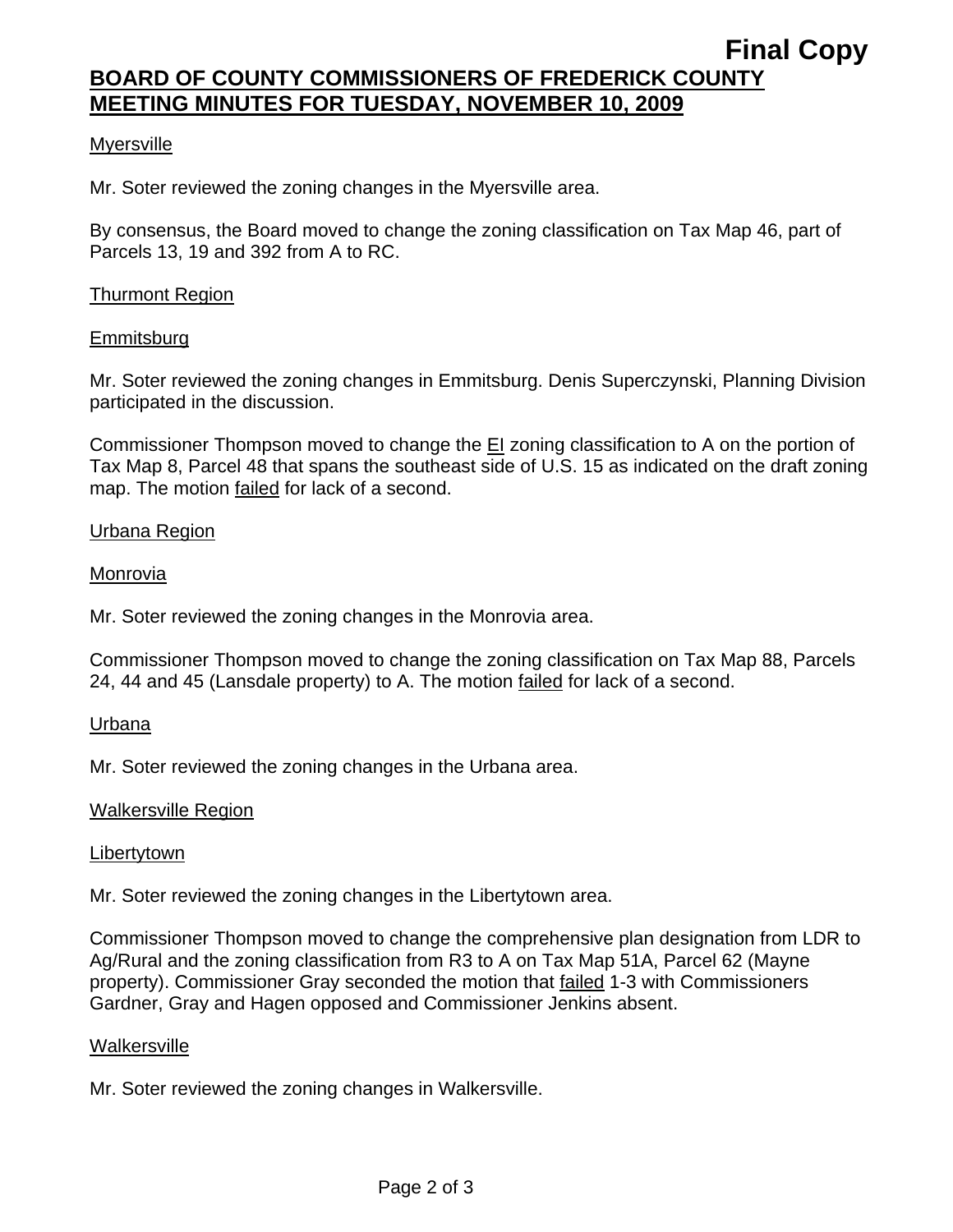# BOARD OF COUNTY COMMISSIONERS OF FREDERICK COUNTY MEETING MINUTES FOR TUESDAY, NOVEMBER 10, 2009

Final Copy

Myersville

Mr. Soter reviewed the zoning changes in the Myersville area.

By consensus, the Board moved to change the zoning classification on Tax Map 46, part of Parcels 13, 19 and 392 from A to RC.

Thurmont Region

Emmitsburg

Mr. Soter reviewed the zoning changes in Emmitsburg. Denis Superczynski, Planning Division participated in the discussion.

Commissioner Thompson moved to change the EI zoning classification to A on the portion of Tax Map 8, Parcel 48 that spans the southeast side of U.S. 15 as indicated on the draft zoning map. The motion failed for lack of a second.

Urbana Region

Monrovia

Mr. Soter reviewed the zoning changes in the Monrovia area.

Commissioner Thompson moved to change the zoning classification on Tax Map 88, Parcels 24, 44 and 45 (Lansdale property) to A. The motion failed for lack of a second.

Urbana

Mr. Soter reviewed the zoning changes in the Urbana area.

Walkersville Region

Libertytown

Mr. Soter reviewed the zoning changes in the Libertytown area.

Commissioner Thompson moved to change the comprehensive plan designation from LDR to Ag/Rural and the zoning classification from R3 to A on Tax Map 51A, Parcel 62 (Mayne property). Commissioner Gray seconded the motion that failed 1-3 with Commissioners Gardner, Gray and Hagen opposed and Commissioner Jenkins absent.

Walkersville

Mr. Soter reviewed the zoning changes in Walkersville.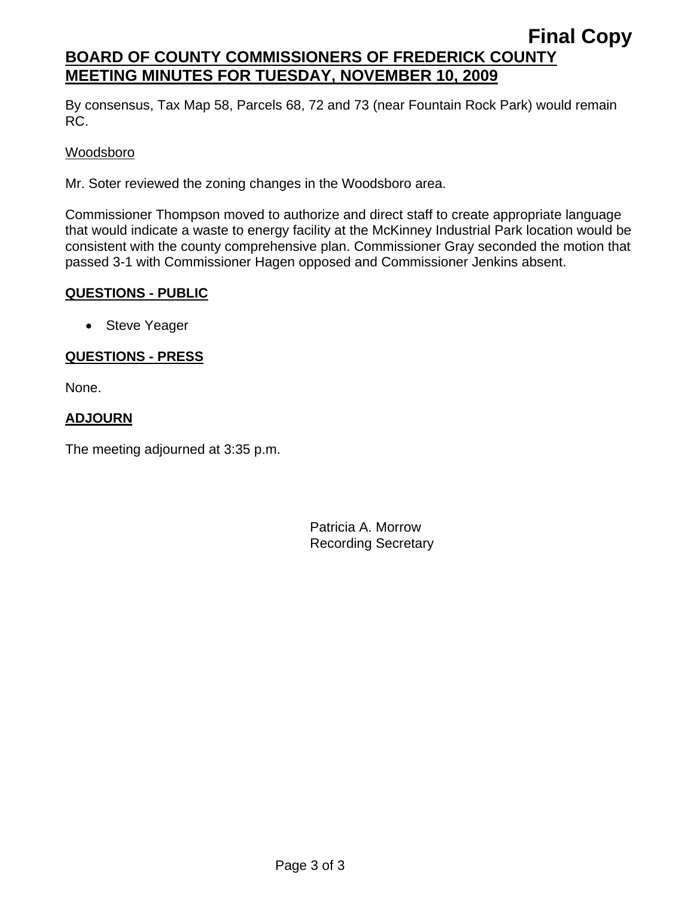By consensus, Tax Map 58, Parcels 68, 72 and 73 (near Fountain Rock Park) would remain RC.

Woodsboro

Mr. Soter reviewed the zoning changes in the Woodsboro area.

Commissioner Thompson moved to authorize and direct staff to create appropriate language that would indicate a waste to energy facility at the McKinney Industrial Park location would be consistent with the county comprehensive plan. Commissioner Gray seconded the motion that passed 3-1 with Commissioner Hagen opposed and Commissioner Jenkins absent.

## QUESTIONS - PUBLIC

- Steve Yeager

## QUESTIONS - PRESS

None.

## ADJOURN

The meeting adjourned at 3:35 p.m.

Patricia A. Morrow
Recording Secretary